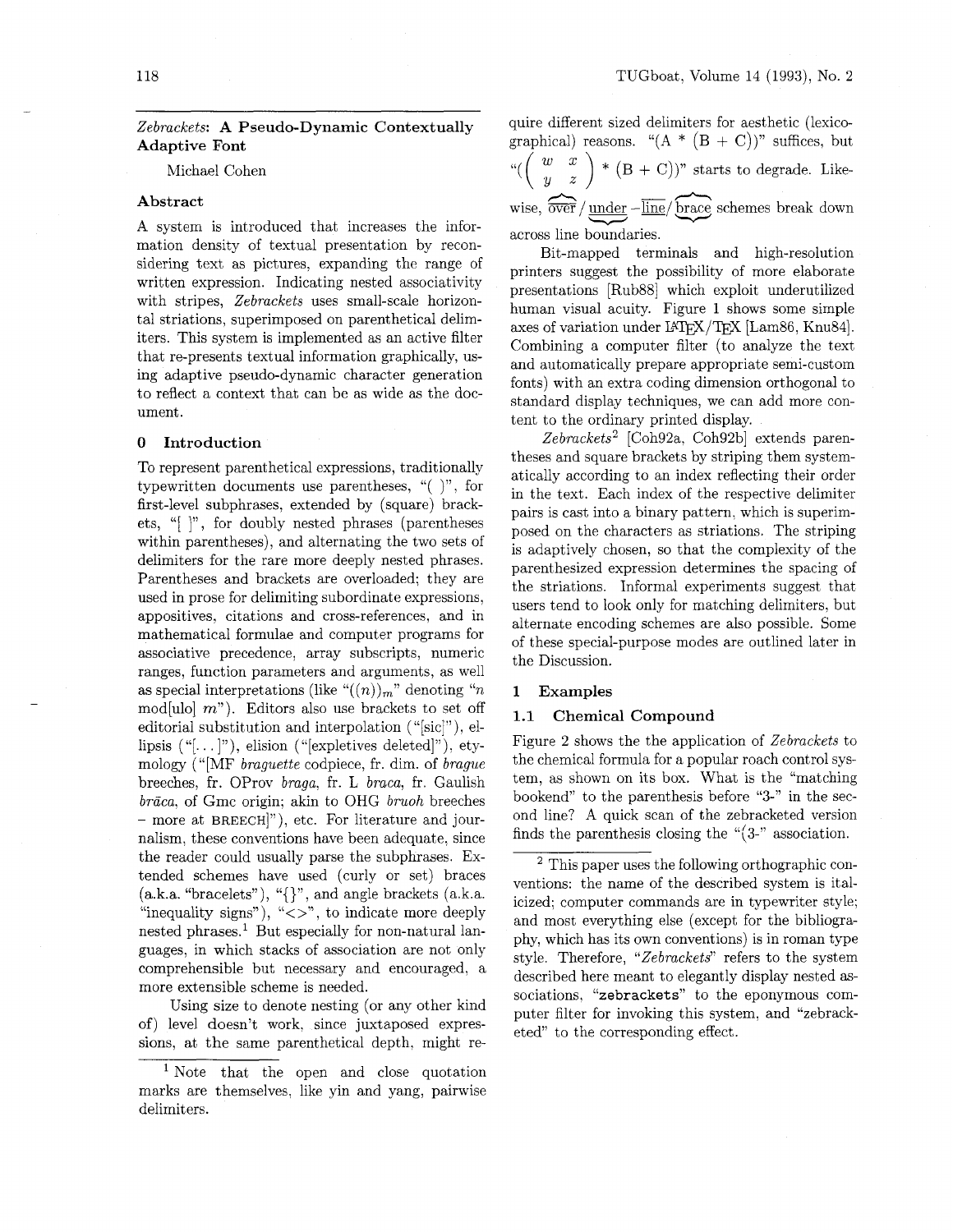## *Zebrackets*: A Pseudo-Dynamic Contextually Adaptive Font

Michael Cohen

### Abstract

A system is introduced that increases the information density of textual presentation by reconsidering text as pictures, expanding the range of written expression. Indicating nested associativity with stripes, *Zebrackets* uses small-scale horizontal striations, superimposed on parenthetical delimiters. This system is implemented as an active filter that re-presents textual information graphically, using adaptive pseudo-dynamic character generation to reflect a context that can be as wide as the document.

## 0 Introduction

To represent parenthetical expressions, traditionally typewritten documents use parentheses, "( )", for first-level subphrases, extended by (square) brackets, "[ ]", for doubly nested phrases (parentheses within parentheses), and alternating the two sets of delimiters for the rare more deeply nested phrases. Parentheses and brackets are overloaded; they are used in prose for delimiting subordinate expressions, appositives, citations and cross-references, and in mathematical formulae and computer programs for associative precedence, array subscripts, numeric ranges, function parameters and arguments, as well as special interpretations (like "$((n))_m$" denoting "$n$ mod[ulo] $m$"). Editors also use brackets to set off editorial substitution and interpolation ("[sic]"), ellipsis ("[...]"), elision ("[expletives deleted]"), etymology ("[MF *braguette* codpiece, fr. dim. of *brague* breeches, fr. OProv *braga*, fr. L *braca*, fr. Gaulish *brāca*, of Gmc origin; akin to OHG *bruoh* breeches – more at BREECH]"), etc. For literature and journalism, these conventions have been adequate, since the reader could usually parse the subphrases. Extended schemes have used (curly or set) braces (a.k.a. "bracelets"), "{}", and angle brackets (a.k.a. "inequality signs"), "<>", to indicate more deeply nested phrases.[1] But especially for non-natural languages, in which stacks of association are not only comprehensible but necessary and encouraged, a more extensible scheme is needed.

Using size to denote nesting (or any other kind of) level doesn't work, since juxtaposed expressions, at the same parenthetical depth, might require different sized delimiters for aesthetic (lexicographical) reasons. "(A * (B + C))" suffices, but "$\left( \begin{matrix} w & x \\ y & z \end{matrix} \right)$ * (B + C))" starts to degrade. Likewise, $\overbrace{\text{over}}$ / $\underline{\text{under}}$ – $\overline{\text{line}}$ / $\underbrace{\text{brace}}$ schemes break down across line boundaries.

Bit-mapped terminals and high-resolution printers suggest the possibility of more elaborate presentations [Rub88] which exploit underutilized human visual acuity. Figure 1 shows some simple axes of variation under LaTeX/TeX [Lam86, Knu84]. Combining a computer filter (to analyze the text and automatically prepare appropriate semi-custom fonts) with an extra coding dimension orthogonal to standard display techniques, we can add more content to the ordinary printed display.

*Zebrackets*[2] [Coh92a, Coh92b] extends parentheses and square brackets by striping them systematically according to an index reflecting their order in the text. Each index of the respective delimiter pairs is cast into a binary pattern, which is superimposed on the characters as striations. The striping is adaptively chosen, so that the complexity of the parenthesized expression determines the spacing of the striations. Informal experiments suggest that users tend to look only for matching delimiters, but alternate encoding schemes are also possible. Some of these special-purpose modes are outlined later in the Discussion.

## 1 Examples

### 1.1 Chemical Compound

Figure 2 shows the the application of *Zebrackets* to the chemical formula for a popular roach control system, as shown on its box. What is the "matching bookend" to the parenthesis before "3-" in the second line? A quick scan of the zebracketed version finds the parenthesis closing the "(3-" association.

---

[1] Note that the open and close quotation marks are themselves, like yin and yang, pairwise delimiters.

[2] This paper uses the following orthographic conventions: the name of the described system is italicized; computer commands are in typewriter style; and most everything else (except for the bibliography, which has its own conventions) is in roman type style. Therefore, "*Zebrackets*" refers to the system described here meant to elegantly display nested associations, "`zebrackets`" to the eponymous computer filter for invoking this system, and "zebracketed" to the corresponding effect.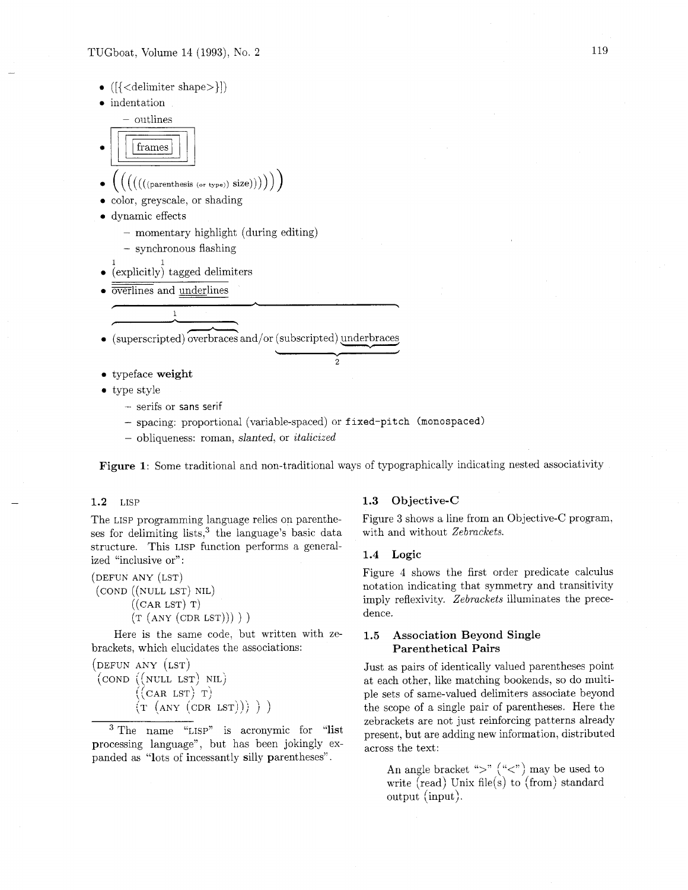- ([{<delimiter shape>}])
- indentation
  - outlines
- frames
- ((((((parenthesis (or type)) size))))))
- color, greyscale, or shading
- dynamic effects
  - momentary highlight (during editing)
  - synchronous flashing
- (explicitly) tagged delimiters
- overlines and underlines
- (superscripted) overbraces and/or (subscripted) underbraces
- typeface **weight**
- type style
  - serifs or sans serif
  - spacing: proportional (variable-spaced) or `fixed-pitch (monospaced)`
  - obliqueness: roman, *slanted*, or *italicized*

**Figure 1**: Some traditional and non-traditional ways of typographically indicating nested associativity

## 1.2 LISP

The LISP programming language relies on parentheses for delimiting lists,[3] the language's basic data structure. This LISP function performs a generalized "inclusive or":

```
(DEFUN ANY (LST)
 (COND ((NULL LST) NIL)
       ((CAR LST) T)
       (T (ANY (CDR LST))) ) )
```

Here is the same code, but written with zebrackets, which elucidates the associations:

```
(DEFUN ANY (LST)
 (COND ((NULL LST) NIL)
       ((CAR LST) T)
       (T (ANY (CDR LST))) ) )
```

[3] The name "LISP" is acronymic for "**l**ist **p**rocessing language", but has been jokingly expanded as "**l**ots of **i**ncessantly **s**illy **p**arentheses".

## 1.3 Objective-C

Figure 3 shows a line from an Objective-C program, with and without *Zebrackets*.

## 1.4 Logic

Figure 4 shows the first order predicate calculus notation indicating that symmetry and transitivity imply reflexivity. *Zebrackets* illuminates the precedence.

## 1.5 Association Beyond Single Parenthetical Pairs

Just as pairs of identically valued parentheses point at each other, like matching bookends, so do multiple sets of same-valued delimiters associate beyond the scope of a single pair of parentheses. Here the zebrackets are not just reinforcing patterns already present, but are adding new information, distributed across the text:

> An angle bracket ">" ("<") may be used to write (read) Unix file(s) to (from) standard output (input).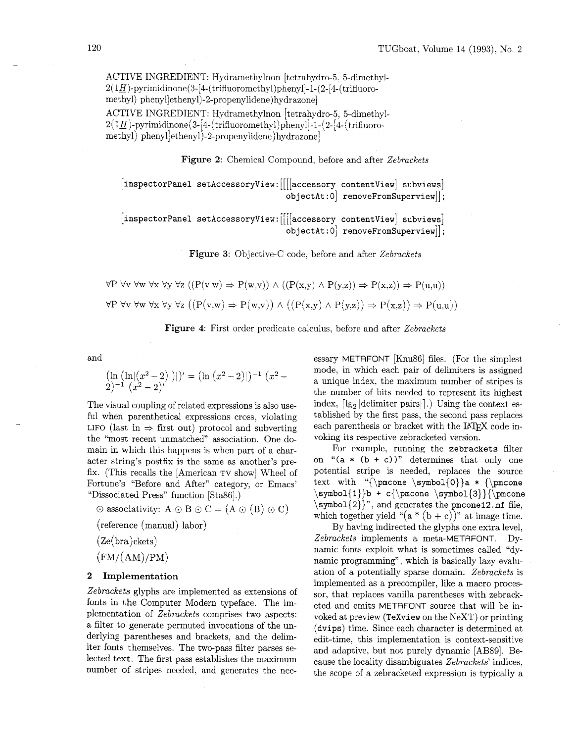ACTIVE INGREDIENT: Hydramethylnon [tetrahydro-5, 5-dimethyl-2(1*H*)-pyrimidinone(3-[4-(trifluoromethyl)phenyl]-1-(2-[4-(trifluoromethyl) phenyl]ethenyl)-2-propenylidene)hydrazone]

ACTIVE INGREDIENT: Hydramethylnon [tetrahydro-5, 5-dimethyl-2(1*H*)-pyrimidinone(3-[4-(trifluoromethyl)phenyl]-1-(2-[4-(trifluoromethyl) phenyl]ethenyl)-2-propenylidene)hydrazone]

**Figure 2**: Chemical Compound, before and after *Zebrackets*

```
[inspectorPanel setAccessoryView:[[[[accessory contentView] subviews]
                                    objectAt:0] removeFromSuperview]];

[inspectorPanel setAccessoryView:[[[[accessory contentView] subviews]
                                    objectAt:0] removeFromSuperview]];
```

**Figure 3**: Objective-C code, before and after *Zebrackets*

∀P ∀v ∀w ∀x ∀y ∀z ((P(v,w) ⇒ P(w,v)) ∧ ((P(x,y) ∧ P(y,z)) ⇒ P(x,z)) ⇒ P(u,u))

∀P ∀v ∀w ∀x ∀y ∀z ((P(v,w) ⇒ P(w,v)) ∧ ((P(x,y) ∧ P(y,z)) ⇒ P(x,z)) ⇒ P(u,u))

**Figure 4**: First order predicate calculus, before and after *Zebrackets*

and

$$(\ln|(\ln|(x^2-2)|)|)' = (\ln|(x^2-2)|)^{-1}\,(x^2-2)^{-1}\,(x^2-2)'$$

The visual coupling of related expressions is also useful when parenthetical expressions cross, violating LIFO (last in ⇒ first out) protocol and subverting the "most recent unmatched" association. One domain in which this happens is when part of a character string's postfix is the same as another's prefix. (This recalls the [American TV show] Wheel of Fortune's "Before and After" category, or Emacs' "Dissociated Press" function [Sta86].)

⊙ associativity: A ⊙ B ⊙ C = (A ⊙ (B) ⊙ C)

(reference (manual) labor)

(Ze(bra)ckets)

(FM/(AM)/PM)

## 2 Implementation

*Zebrackets* glyphs are implemented as extensions of fonts in the Computer Modern typeface. The implementation of *Zebrackets* comprises two aspects: a filter to generate permuted invocations of the underlying parentheses and brackets, and the delimiter fonts themselves. The two-pass filter parses selected text. The first pass establishes the maximum number of stripes needed, and generates the necessary METAFONT [Knu86] files. (For the simplest mode, in which each pair of delimiters is assigned a unique index, the maximum number of stripes is the number of bits needed to represent its highest index, $\lceil \lg_2 |\text{delimiter pairs}| \rceil$.) Using the context established by the first pass, the second pass replaces each parenthesis or bracket with the LaTeX code invoking its respective zebracketed version.

For example, running the **zebrackets** filter on "(a * (b + c))" determines that only one potential stripe is needed, replaces the source text with "{\pmcone \symbol{0}}a * {\pmcone \symbol{1}}b + c{\pmcone \symbol{3}}{\pmcone \symbol{2}}", and generates the **pmcone12.mf** file, which together yield "(a * (b + c))" at image time.

By having indirected the glyphs one extra level, *Zebrackets* implements a meta-METAFONT. Dynamic fonts exploit what is sometimes called "dynamic programming", which is basically lazy evaluation of a potentially sparse domain. *Zebrackets* is implemented as a precompiler, like a macro processor, that replaces vanilla parentheses with zebracketed and emits METAFONT source that will be invoked at preview (**TeXview** on the NeXT) or printing (**dvips**) time. Since each character is determined at edit-time, this implementation is context-sensitive and adaptive, but not purely dynamic [AB89]. Because the locality disambiguates *Zebrackets'* indices, the scope of a zebracketed expression is typically a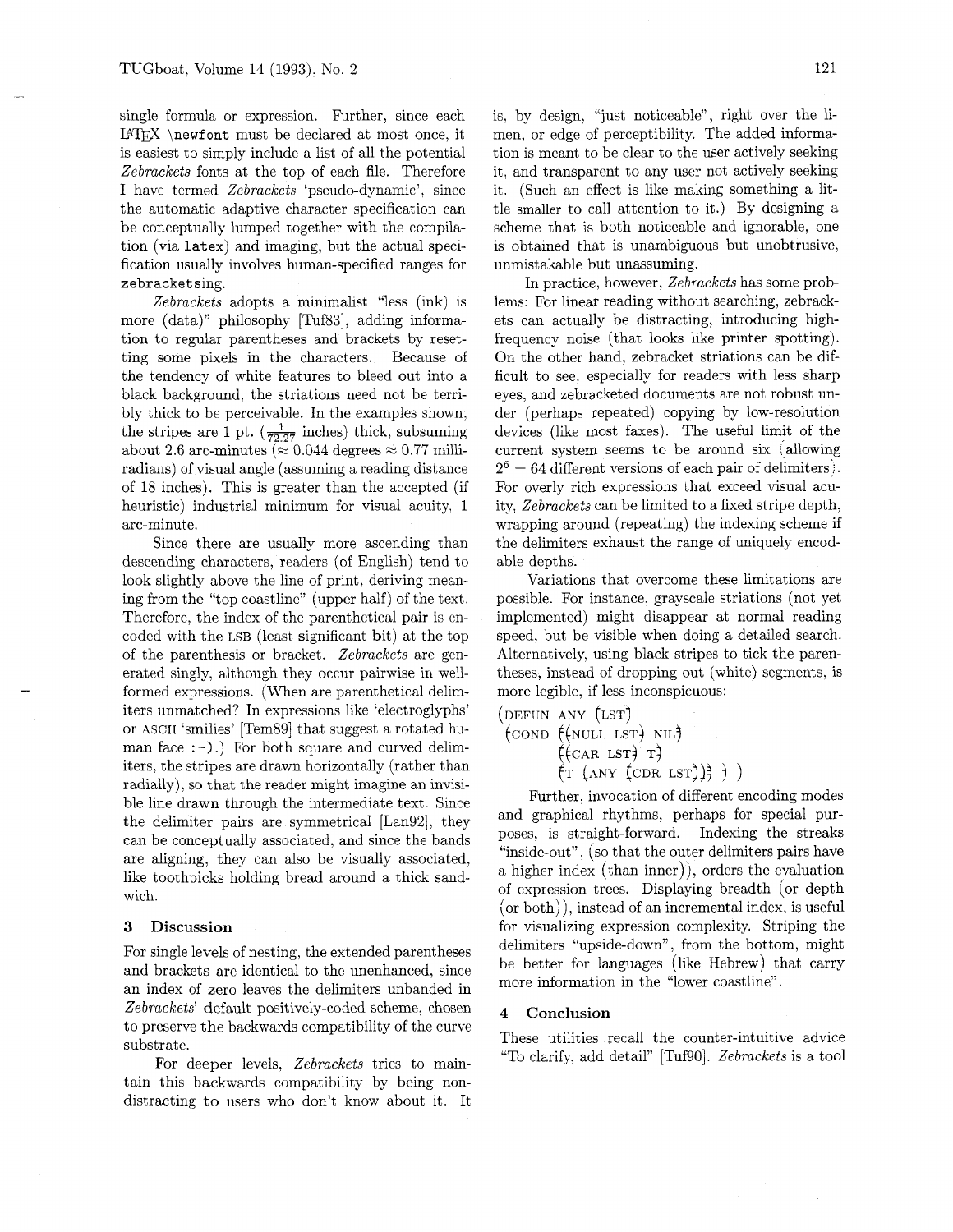single formula or expression. Further, since each LaTeX `\newfont` must be declared at most once, it is easiest to simply include a list of all the potential *Zebrackets* fonts at the top of each file. Therefore I have termed *Zebrackets* 'pseudo-dynamic', since the automatic adaptive character specification can be conceptually lumped together with the compilation (via `latex`) and imaging, but the actual specification usually involves human-specified ranges for `zebracketsing`.

*Zebrackets* adopts a minimalist "less (ink) is more (data)" philosophy [Tuf83], adding information to regular parentheses and brackets by resetting some pixels in the characters. Because of the tendency of white features to bleed out into a black background, the striations need not be terribly thick to be perceivable. In the examples shown, the stripes are 1 pt. ($\frac{1}{72.27}$ inches) thick, subsuming about 2.6 arc-minutes ($\approx 0.044$ degrees $\approx 0.77$ milliradians) of visual angle (assuming a reading distance of 18 inches). This is greater than the accepted (if heuristic) industrial minimum for visual acuity, 1 arc-minute.

Since there are usually more ascending than descending characters, readers (of English) tend to look slightly above the line of print, deriving meaning from the "top coastline" (upper half) of the text. Therefore, the index of the parenthetical pair is encoded with the LSB (least significant bit) at the top of the parenthesis or bracket. *Zebrackets* are generated singly, although they occur pairwise in well-formed expressions. (When are parenthetical delimiters unmatched? In expressions like 'electroglyphs' or ASCII 'smilies' [Tem89] that suggest a rotated human face `:-)`.) For both square and curved delimiters, the stripes are drawn horizontally (rather than radially), so that the reader might imagine an invisible line drawn through the intermediate text. Since the delimiter pairs are symmetrical [Lan92], they can be conceptually associated, and since the bands are aligning, they can also be visually associated, like toothpicks holding bread around a thick sandwich.

## 3 Discussion

For single levels of nesting, the extended parentheses and brackets are identical to the unenhanced, since an index of zero leaves the delimiters unbanded in *Zebrackets*' default positively-coded scheme, chosen to preserve the backwards compatibility of the curve substrate.

For deeper levels, *Zebrackets* tries to maintain this backwards compatibility by being non-distracting to users who don't know about it. It is, by design, "just noticeable", right over the limen, or edge of perceptibility. The added information is meant to be clear to the user actively seeking it, and transparent to any user not actively seeking it. (Such an effect is like making something a little smaller to call attention to it.) By designing a scheme that is both noticeable and ignorable, one is obtained that is unambiguous but unobtrusive, unmistakable but unassuming.

In practice, however, *Zebrackets* has some problems: For linear reading without searching, zebrackets can actually be distracting, introducing high-frequency noise (that looks like printer spotting). On the other hand, zebracket striations can be difficult to see, especially for readers with less sharp eyes, and zebracketed documents are not robust under (perhaps repeated) copying by low-resolution devices (like most faxes). The useful limit of the current system seems to be around six (allowing $2^6 = 64$ different versions of each pair of delimiters). For overly rich expressions that exceed visual acuity, *Zebrackets* can be limited to a fixed stripe depth, wrapping around (repeating) the indexing scheme if the delimiters exhaust the range of uniquely encodable depths.

Variations that overcome these limitations are possible. For instance, grayscale striations (not yet implemented) might disappear at normal reading speed, but be visible when doing a detailed search. Alternatively, using black stripes to tick the parentheses, instead of dropping out (white) segments, is more legible, if less inconspicuous:

```
(DEFUN ANY (LST)
 (COND ((NULL LST) NIL)
       ((CAR LST) T)
       (T (ANY (CDR LST))) ) )
```

Further, invocation of different encoding modes and graphical rhythms, perhaps for special purposes, is straight-forward. Indexing the streaks "inside-out", (so that the outer delimiters pairs have a higher index (than inner)), orders the evaluation of expression trees. Displaying breadth (or depth (or both)), instead of an incremental index, is useful for visualizing expression complexity. Striping the delimiters "upside-down", from the bottom, might be better for languages (like Hebrew) that carry more information in the "lower coastline".

## 4 Conclusion

These utilities recall the counter-intuitive advice "To clarify, add detail" [Tuf90]. *Zebrackets* is a tool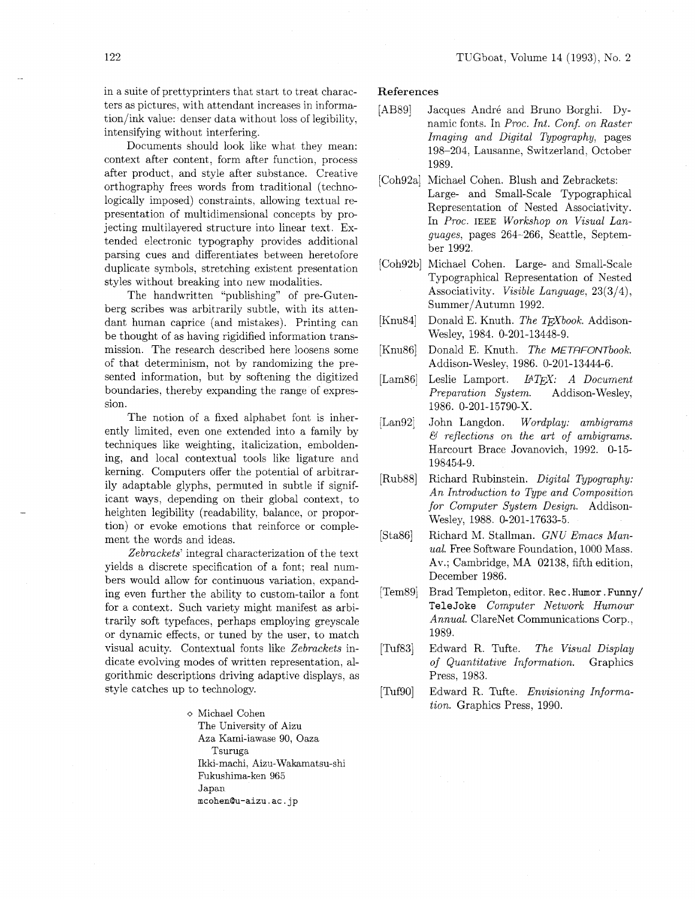in a suite of prettyprinters that start to treat characters as pictures, with attendant increases in information/ink value: denser data without loss of legibility, intensifying without interfering.

Documents should look like what they mean: context after content, form after function, process after product, and style after substance. Creative orthography frees words from traditional (technologically imposed) constraints, allowing textual representation of multidimensional concepts by projecting multilayered structure into linear text. Extended electronic typography provides additional parsing cues and differentiates between heretofore duplicate symbols, stretching existent presentation styles without breaking into new modalities.

The handwritten "publishing" of pre-Gutenberg scribes was arbitrarily subtle, with its attendant human caprice (and mistakes). Printing can be thought of as having rigidified information transmission. The research described here loosens some of that determinism, not by randomizing the presented information, but by softening the digitized boundaries, thereby expanding the range of expression.

The notion of a fixed alphabet font is inherently limited, even one extended into a family by techniques like weighting, italicization, emboldening, and local contextual tools like ligature and kerning. Computers offer the potential of arbitrarily adaptable glyphs, permuted in subtle if significant ways, depending on their global context, to heighten legibility (readability, balance, or proportion) or evoke emotions that reinforce or complement the words and ideas.

*Zebrackets*' integral characterization of the text yields a discrete specification of a font; real numbers would allow for continuous variation, expanding even further the ability to custom-tailor a font for a context. Such variety might manifest as arbitrarily soft typefaces, perhaps employing greyscale or dynamic effects, or tuned by the user, to match visual acuity. Contextual fonts like *Zebrackets* indicate evolving modes of written representation, algorithmic descriptions driving adaptive displays, as style catches up to technology.

◇ Michael Cohen  
The University of Aizu  
Aza Kami-iawase 90, Oaza  
Tsuruga  
Ikki-machi, Aizu-Wakamatsu-shi  
Fukushima-ken 965  
Japan  
`mcohen@u-aizu.ac.jp`

## References

[AB89] Jacques André and Bruno Borghi. Dynamic fonts. In *Proc. Int. Conf. on Raster Imaging and Digital Typography*, pages 198–204, Lausanne, Switzerland, October 1989.

[Coh92a] Michael Cohen. Blush and Zebrackets: Large- and Small-Scale Typographical Representation of Nested Associativity. In *Proc.* IEEE *Workshop on Visual Languages*, pages 264–266, Seattle, September 1992.

[Coh92b] Michael Cohen. Large- and Small-Scale Typographical Representation of Nested Associativity. *Visible Language*, 23(3/4), Summer/Autumn 1992.

[Knu84] Donald E. Knuth. *The TeXbook*. Addison-Wesley, 1984. 0-201-13448-9.

[Knu86] Donald E. Knuth. *The METAFONTbook*. Addison-Wesley, 1986. 0-201-13444-6.

[Lam86] Leslie Lamport. *LaTeX: A Document Preparation System*. Addison-Wesley, 1986. 0-201-15790-X.

[Lan92] John Langdon. *Wordplay: ambigrams & reflections on the art of ambigrams*. Harcourt Brace Jovanovich, 1992. 0-15-198454-9.

[Rub88] Richard Rubinstein. *Digital Typography: An Introduction to Type and Composition for Computer System Design*. Addison-Wesley, 1988. 0-201-17633-5.

[Sta86] Richard M. Stallman. *GNU Emacs Manual*. Free Software Foundation, 1000 Mass. Av.; Cambridge, MA 02138, fifth edition, December 1986.

[Tem89] Brad Templeton, editor. `Rec.Humor.Funny/TeleJoke` *Computer Network Humour Annual*. ClareNet Communications Corp., 1989.

[Tuf83] Edward R. Tufte. *The Visual Display of Quantitative Information*. Graphics Press, 1983.

[Tuf90] Edward R. Tufte. *Envisioning Information*. Graphics Press, 1990.